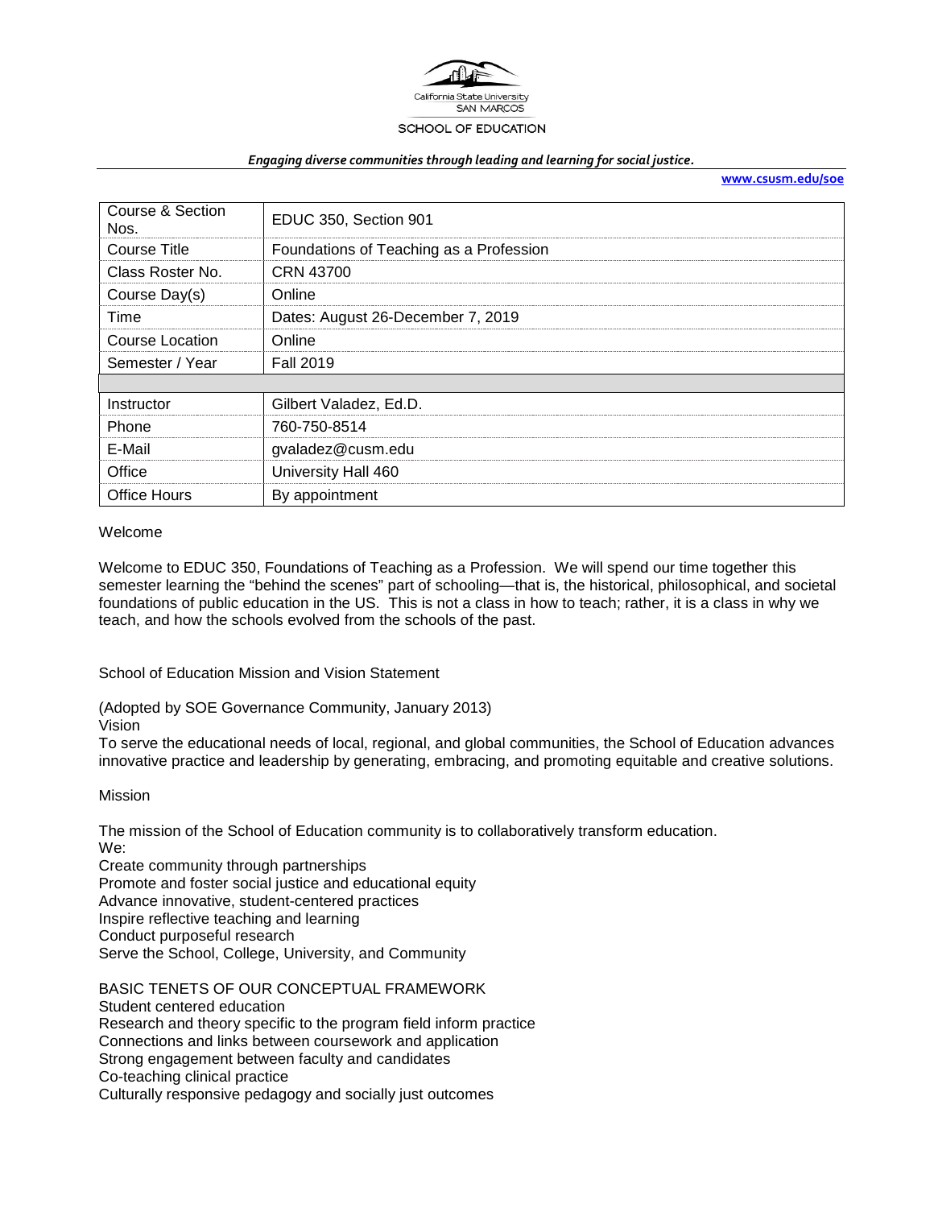California State University
SAN MARCOS

SCHOOL OF EDUCATION

***Engaging diverse communities through leading and learning for social justice.***

**www.csusm.edu/soe**

| Course & Section Nos. | EDUC 350, Section 901 |
|---|---|
| Course Title | Foundations of Teaching as a Profession |
| Class Roster No. | CRN 43700 |
| Course Day(s) | Online |
| Time | Dates: August 26-December 7, 2019 |
| Course Location | Online |
| Semester / Year | Fall 2019 |
| | |
| Instructor | Gilbert Valadez, Ed.D. |
| Phone | 760-750-8514 |
| E-Mail | gvaladez@cusm.edu |
| Office | University Hall 460 |
| Office Hours | By appointment |

Welcome

Welcome to EDUC 350, Foundations of Teaching as a Profession. We will spend our time together this semester learning the "behind the scenes" part of schooling—that is, the historical, philosophical, and societal foundations of public education in the US. This is not a class in how to teach; rather, it is a class in why we teach, and how the schools evolved from the schools of the past.

School of Education Mission and Vision Statement

(Adopted by SOE Governance Community, January 2013)

Vision

To serve the educational needs of local, regional, and global communities, the School of Education advances innovative practice and leadership by generating, embracing, and promoting equitable and creative solutions.

Mission

The mission of the School of Education community is to collaboratively transform education.

We:

Create community through partnerships
Promote and foster social justice and educational equity
Advance innovative, student-centered practices
Inspire reflective teaching and learning
Conduct purposeful research
Serve the School, College, University, and Community

BASIC TENETS OF OUR CONCEPTUAL FRAMEWORK

Student centered education
Research and theory specific to the program field inform practice
Connections and links between coursework and application
Strong engagement between faculty and candidates
Co-teaching clinical practice
Culturally responsive pedagogy and socially just outcomes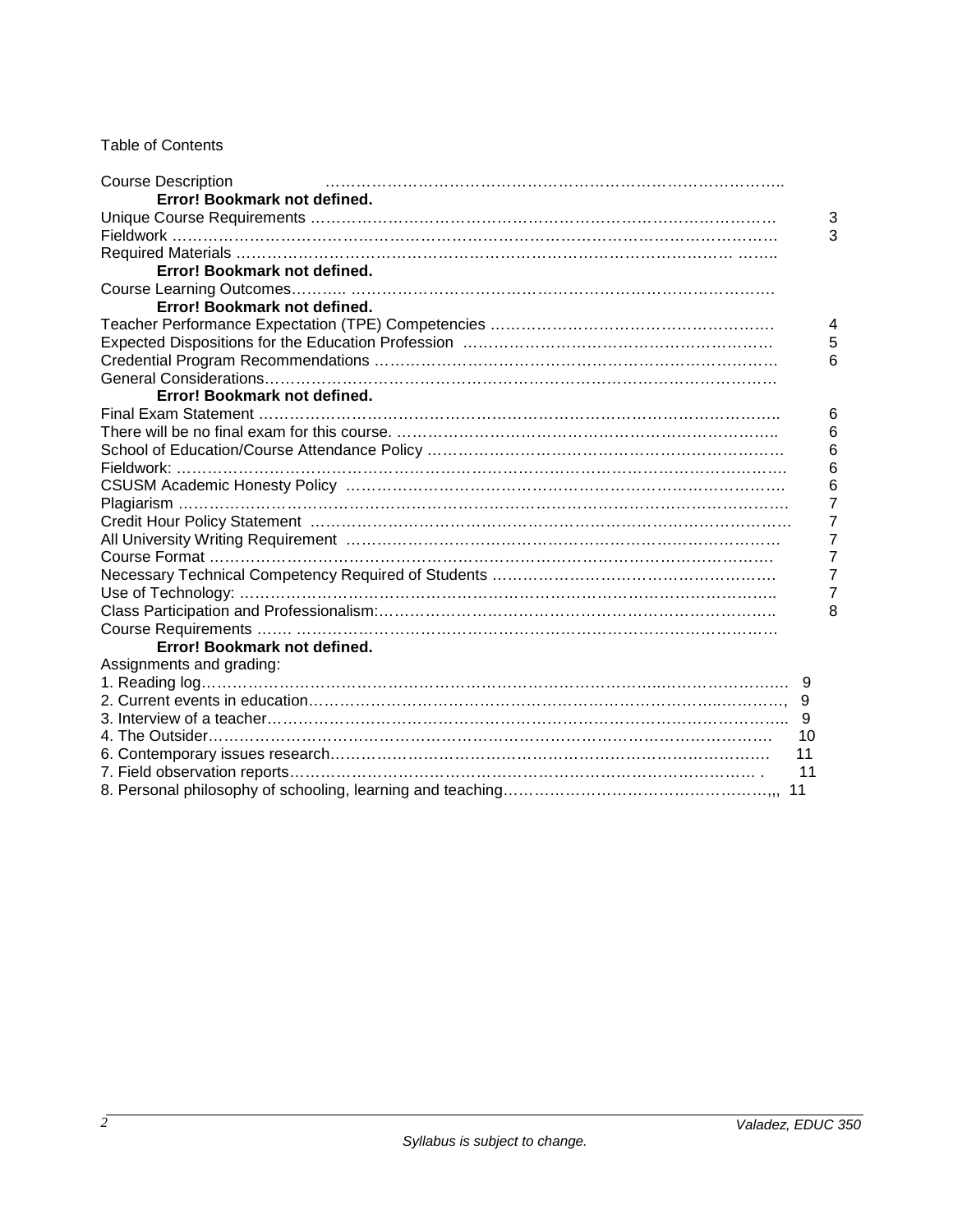Table of Contents

Course Description ……………………………………………………………………………..
**Error! Bookmark not defined.**
Unique Course Requirements ……………………………………………………………………… 3
Fieldwork ……………………………………………………………………………………………… 3
Required Materials ………………………………………………………………………………… ……..
**Error! Bookmark not defined.**
Course Learning Outcomes……….. …………………………………………………………………
**Error! Bookmark not defined.**
Teacher Performance Expectation (TPE) Competencies ……………………………………………… 4
Expected Dispositions for the Education Profession …………………………………………………. 5
Credential Program Recommendations ………………………………………………………………. 6
General Considerations……………………………………………………………………………………
**Error! Bookmark not defined.**
Final Exam Statement ……………………………………………………………………………………. 6
There will be no final exam for this course. ……………………………………………………………….. 6
School of Education/Course Attendance Policy …………………………………………………………… 6
Fieldwork: ………………………………………………………………………………………………………. 6
CSUSM Academic Honesty Policy ………………………………………………………………………. 6
Plagiarism ………………………………………………………………………………………………………. 7
Credit Hour Policy Statement ………………………………………………………………………………. 7
All University Writing Requirement ………………………………………………………………………… 7
Course Format ……………………………………………………………………………………………… 7
Necessary Technical Competency Required of Students ……………………………………………… 7
Use of Technology: ……………………………………………………………………………………….. 7
Class Participation and Professionalism:…………………………………………………………………. 8
Course Requirements ……. ………………………………………………………………………………
**Error! Bookmark not defined.**
Assignments and grading:
1. Reading log…………………………………………………………………………………………………. 9
2. Current events in education…………………………………………………………………………, 9
3. Interview of a teacher……………………………………………………………………………………….. 9
4. The Outsider………………………………………………………………………………………………… 10
6. Contemporary issues research…………………………………………………………………………. 11
7. Field observation reports………………………………………………………………………………. . 11
8. Personal philosophy of schooling, learning and teaching…………………………………………….,,, 11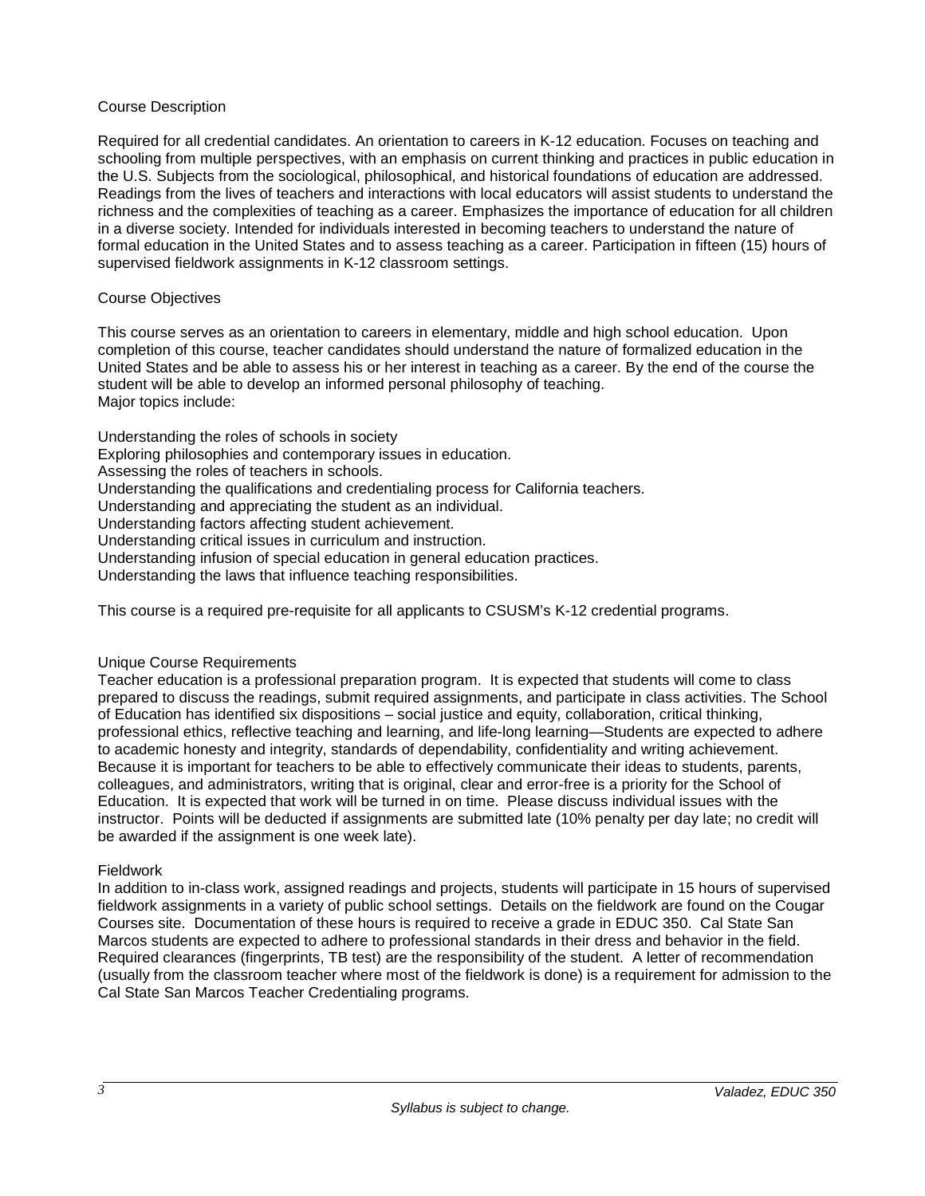## Course Description

Required for all credential candidates. An orientation to careers in K-12 education. Focuses on teaching and schooling from multiple perspectives, with an emphasis on current thinking and practices in public education in the U.S. Subjects from the sociological, philosophical, and historical foundations of education are addressed. Readings from the lives of teachers and interactions with local educators will assist students to understand the richness and the complexities of teaching as a career. Emphasizes the importance of education for all children in a diverse society. Intended for individuals interested in becoming teachers to understand the nature of formal education in the United States and to assess teaching as a career. Participation in fifteen (15) hours of supervised fieldwork assignments in K-12 classroom settings.

## Course Objectives

This course serves as an orientation to careers in elementary, middle and high school education. Upon completion of this course, teacher candidates should understand the nature of formalized education in the United States and be able to assess his or her interest in teaching as a career. By the end of the course the student will be able to develop an informed personal philosophy of teaching.
Major topics include:

- Understanding the roles of schools in society
- Exploring philosophies and contemporary issues in education.
- Assessing the roles of teachers in schools.
- Understanding the qualifications and credentialing process for California teachers.
- Understanding and appreciating the student as an individual.
- Understanding factors affecting student achievement.
- Understanding critical issues in curriculum and instruction.
- Understanding infusion of special education in general education practices.
- Understanding the laws that influence teaching responsibilities.

This course is a required pre-requisite for all applicants to CSUSM's K-12 credential programs.

## Unique Course Requirements

Teacher education is a professional preparation program. It is expected that students will come to class prepared to discuss the readings, submit required assignments, and participate in class activities. The School of Education has identified six dispositions – social justice and equity, collaboration, critical thinking, professional ethics, reflective teaching and learning, and life-long learning—Students are expected to adhere to academic honesty and integrity, standards of dependability, confidentiality and writing achievement. Because it is important for teachers to be able to effectively communicate their ideas to students, parents, colleagues, and administrators, writing that is original, clear and error-free is a priority for the School of Education. It is expected that work will be turned in on time. Please discuss individual issues with the instructor. Points will be deducted if assignments are submitted late (10% penalty per day late; no credit will be awarded if the assignment is one week late).

## Fieldwork

In addition to in-class work, assigned readings and projects, students will participate in 15 hours of supervised fieldwork assignments in a variety of public school settings. Details on the fieldwork are found on the Cougar Courses site. Documentation of these hours is required to receive a grade in EDUC 350. Cal State San Marcos students are expected to adhere to professional standards in their dress and behavior in the field. Required clearances (fingerprints, TB test) are the responsibility of the student. A letter of recommendation (usually from the classroom teacher where most of the fieldwork is done) is a requirement for admission to the Cal State San Marcos Teacher Credentialing programs.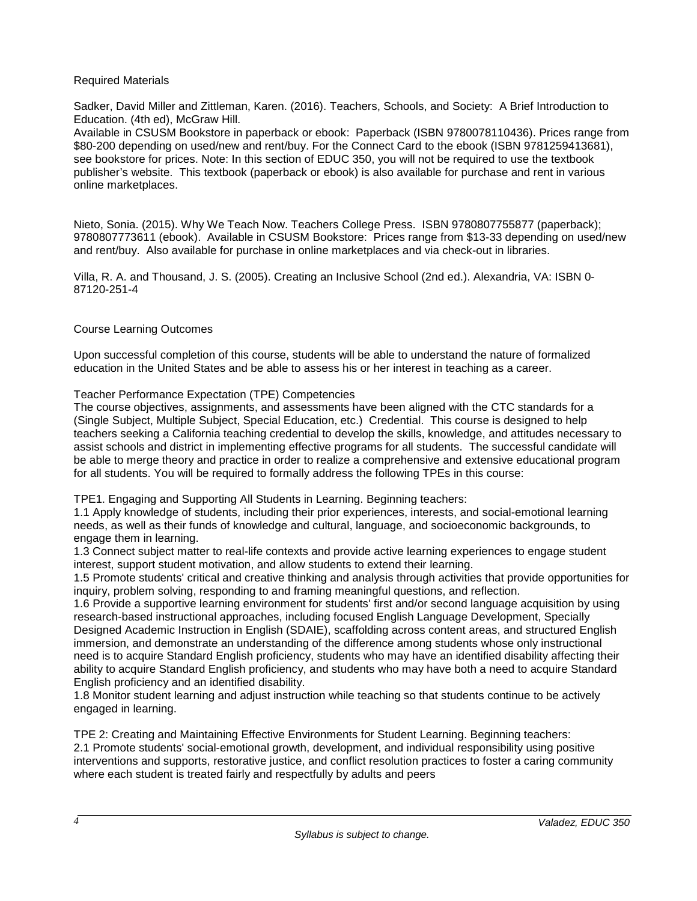## Required Materials

Sadker, David Miller and Zittleman, Karen. (2016). Teachers, Schools, and Society: A Brief Introduction to Education. (4th ed), McGraw Hill.
Available in CSUSM Bookstore in paperback or ebook: Paperback (ISBN 9780078110436). Prices range from \$80-200 depending on used/new and rent/buy. For the Connect Card to the ebook (ISBN 9781259413681), see bookstore for prices. Note: In this section of EDUC 350, you will not be required to use the textbook publisher's website. This textbook (paperback or ebook) is also available for purchase and rent in various online marketplaces.

Nieto, Sonia. (2015). Why We Teach Now. Teachers College Press. ISBN 9780807755877 (paperback); 9780807773611 (ebook). Available in CSUSM Bookstore: Prices range from \$13-33 depending on used/new and rent/buy. Also available for purchase in online marketplaces and via check-out in libraries.

Villa, R. A. and Thousand, J. S. (2005). Creating an Inclusive School (2nd ed.). Alexandria, VA: ISBN 0-87120-251-4

## Course Learning Outcomes

Upon successful completion of this course, students will be able to understand the nature of formalized education in the United States and be able to assess his or her interest in teaching as a career.

### Teacher Performance Expectation (TPE) Competencies

The course objectives, assignments, and assessments have been aligned with the CTC standards for a (Single Subject, Multiple Subject, Special Education, etc.) Credential. This course is designed to help teachers seeking a California teaching credential to develop the skills, knowledge, and attitudes necessary to assist schools and district in implementing effective programs for all students. The successful candidate will be able to merge theory and practice in order to realize a comprehensive and extensive educational program for all students. You will be required to formally address the following TPEs in this course:

TPE1. Engaging and Supporting All Students in Learning. Beginning teachers:
1.1 Apply knowledge of students, including their prior experiences, interests, and social-emotional learning needs, as well as their funds of knowledge and cultural, language, and socioeconomic backgrounds, to engage them in learning.
1.3 Connect subject matter to real-life contexts and provide active learning experiences to engage student interest, support student motivation, and allow students to extend their learning.
1.5 Promote students' critical and creative thinking and analysis through activities that provide opportunities for inquiry, problem solving, responding to and framing meaningful questions, and reflection.
1.6 Provide a supportive learning environment for students' first and/or second language acquisition by using research-based instructional approaches, including focused English Language Development, Specially Designed Academic Instruction in English (SDAIE), scaffolding across content areas, and structured English immersion, and demonstrate an understanding of the difference among students whose only instructional need is to acquire Standard English proficiency, students who may have an identified disability affecting their ability to acquire Standard English proficiency, and students who may have both a need to acquire Standard English proficiency and an identified disability.
1.8 Monitor student learning and adjust instruction while teaching so that students continue to be actively engaged in learning.

TPE 2: Creating and Maintaining Effective Environments for Student Learning. Beginning teachers:
2.1 Promote students' social-emotional growth, development, and individual responsibility using positive interventions and supports, restorative justice, and conflict resolution practices to foster a caring community where each student is treated fairly and respectfully by adults and peers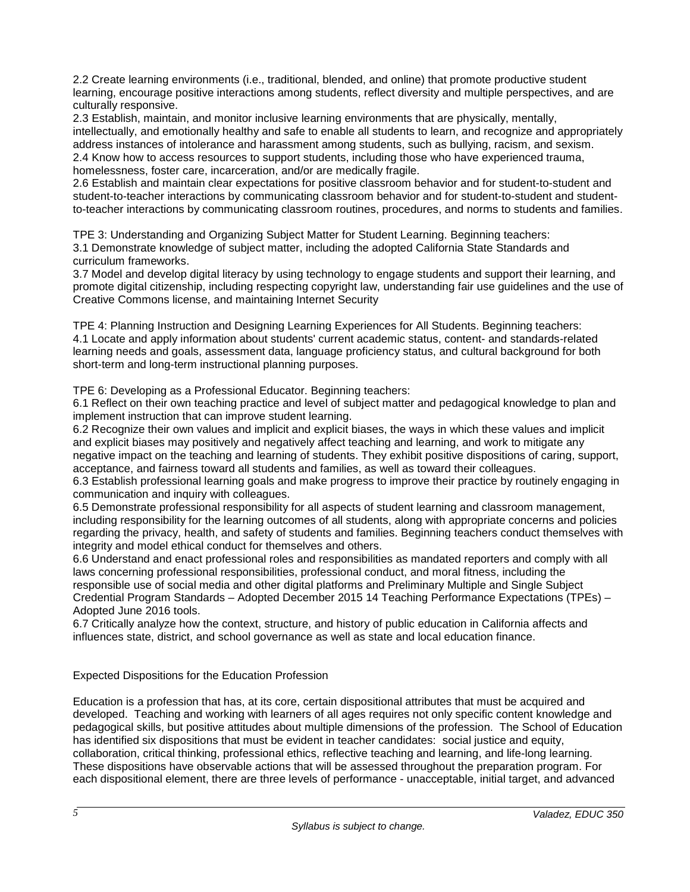2.2 Create learning environments (i.e., traditional, blended, and online) that promote productive student learning, encourage positive interactions among students, reflect diversity and multiple perspectives, and are culturally responsive.
2.3 Establish, maintain, and monitor inclusive learning environments that are physically, mentally, intellectually, and emotionally healthy and safe to enable all students to learn, and recognize and appropriately address instances of intolerance and harassment among students, such as bullying, racism, and sexism.
2.4 Know how to access resources to support students, including those who have experienced trauma, homelessness, foster care, incarceration, and/or are medically fragile.
2.6 Establish and maintain clear expectations for positive classroom behavior and for student-to-student and student-to-teacher interactions by communicating classroom behavior and for student-to-student and student-to-teacher interactions by communicating classroom routines, procedures, and norms to students and families.

TPE 3: Understanding and Organizing Subject Matter for Student Learning. Beginning teachers:
3.1 Demonstrate knowledge of subject matter, including the adopted California State Standards and curriculum frameworks.
3.7 Model and develop digital literacy by using technology to engage students and support their learning, and promote digital citizenship, including respecting copyright law, understanding fair use guidelines and the use of Creative Commons license, and maintaining Internet Security

TPE 4: Planning Instruction and Designing Learning Experiences for All Students. Beginning teachers:
4.1 Locate and apply information about students' current academic status, content- and standards-related learning needs and goals, assessment data, language proficiency status, and cultural background for both short-term and long-term instructional planning purposes.

TPE 6: Developing as a Professional Educator. Beginning teachers:
6.1 Reflect on their own teaching practice and level of subject matter and pedagogical knowledge to plan and implement instruction that can improve student learning.
6.2 Recognize their own values and implicit and explicit biases, the ways in which these values and implicit and explicit biases may positively and negatively affect teaching and learning, and work to mitigate any negative impact on the teaching and learning of students. They exhibit positive dispositions of caring, support, acceptance, and fairness toward all students and families, as well as toward their colleagues.
6.3 Establish professional learning goals and make progress to improve their practice by routinely engaging in communication and inquiry with colleagues.
6.5 Demonstrate professional responsibility for all aspects of student learning and classroom management, including responsibility for the learning outcomes of all students, along with appropriate concerns and policies regarding the privacy, health, and safety of students and families. Beginning teachers conduct themselves with integrity and model ethical conduct for themselves and others.
6.6 Understand and enact professional roles and responsibilities as mandated reporters and comply with all laws concerning professional responsibilities, professional conduct, and moral fitness, including the responsible use of social media and other digital platforms and Preliminary Multiple and Single Subject Credential Program Standards – Adopted December 2015 14 Teaching Performance Expectations (TPEs) – Adopted June 2016 tools.
6.7 Critically analyze how the context, structure, and history of public education in California affects and influences state, district, and school governance as well as state and local education finance.

Expected Dispositions for the Education Profession

Education is a profession that has, at its core, certain dispositional attributes that must be acquired and developed. Teaching and working with learners of all ages requires not only specific content knowledge and pedagogical skills, but positive attitudes about multiple dimensions of the profession. The School of Education has identified six dispositions that must be evident in teacher candidates: social justice and equity, collaboration, critical thinking, professional ethics, reflective teaching and learning, and life-long learning. These dispositions have observable actions that will be assessed throughout the preparation program. For each dispositional element, there are three levels of performance - unacceptable, initial target, and advanced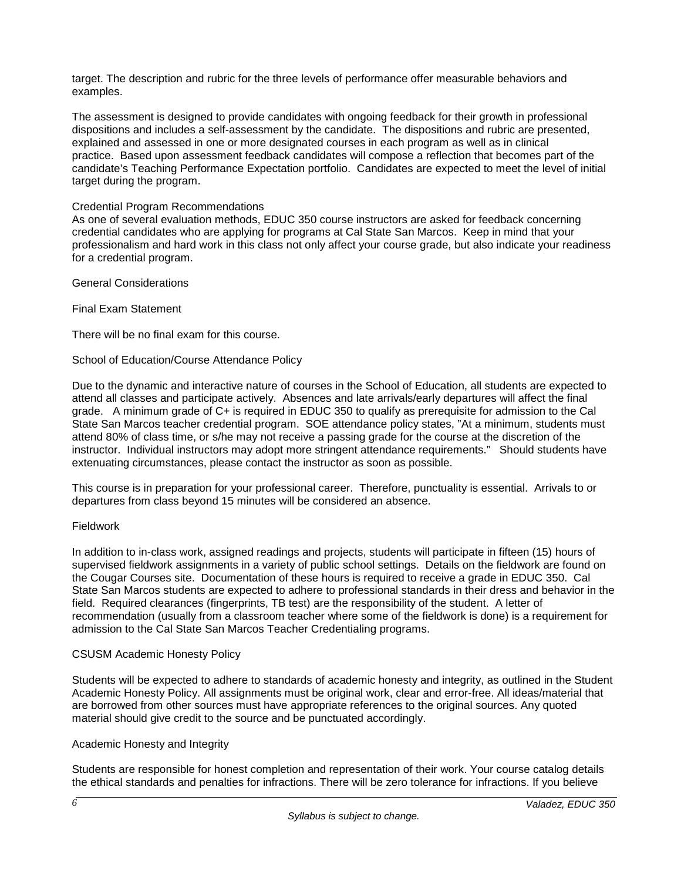target. The description and rubric for the three levels of performance offer measurable behaviors and examples.

The assessment is designed to provide candidates with ongoing feedback for their growth in professional dispositions and includes a self-assessment by the candidate. The dispositions and rubric are presented, explained and assessed in one or more designated courses in each program as well as in clinical practice. Based upon assessment feedback candidates will compose a reflection that becomes part of the candidate's Teaching Performance Expectation portfolio. Candidates are expected to meet the level of initial target during the program.

### Credential Program Recommendations

As one of several evaluation methods, EDUC 350 course instructors are asked for feedback concerning credential candidates who are applying for programs at Cal State San Marcos. Keep in mind that your professionalism and hard work in this class not only affect your course grade, but also indicate your readiness for a credential program.

## General Considerations

### Final Exam Statement

There will be no final exam for this course.

### School of Education/Course Attendance Policy

Due to the dynamic and interactive nature of courses in the School of Education, all students are expected to attend all classes and participate actively. Absences and late arrivals/early departures will affect the final grade. A minimum grade of C+ is required in EDUC 350 to qualify as prerequisite for admission to the Cal State San Marcos teacher credential program. SOE attendance policy states, "At a minimum, students must attend 80% of class time, or s/he may not receive a passing grade for the course at the discretion of the instructor. Individual instructors may adopt more stringent attendance requirements." Should students have extenuating circumstances, please contact the instructor as soon as possible.

This course is in preparation for your professional career. Therefore, punctuality is essential. Arrivals to or departures from class beyond 15 minutes will be considered an absence.

### Fieldwork

In addition to in-class work, assigned readings and projects, students will participate in fifteen (15) hours of supervised fieldwork assignments in a variety of public school settings. Details on the fieldwork are found on the Cougar Courses site. Documentation of these hours is required to receive a grade in EDUC 350. Cal State San Marcos students are expected to adhere to professional standards in their dress and behavior in the field. Required clearances (fingerprints, TB test) are the responsibility of the student. A letter of recommendation (usually from a classroom teacher where some of the fieldwork is done) is a requirement for admission to the Cal State San Marcos Teacher Credentialing programs.

### CSUSM Academic Honesty Policy

Students will be expected to adhere to standards of academic honesty and integrity, as outlined in the Student Academic Honesty Policy. All assignments must be original work, clear and error-free. All ideas/material that are borrowed from other sources must have appropriate references to the original sources. Any quoted material should give credit to the source and be punctuated accordingly.

### Academic Honesty and Integrity

Students are responsible for honest completion and representation of their work. Your course catalog details the ethical standards and penalties for infractions. There will be zero tolerance for infractions. If you believe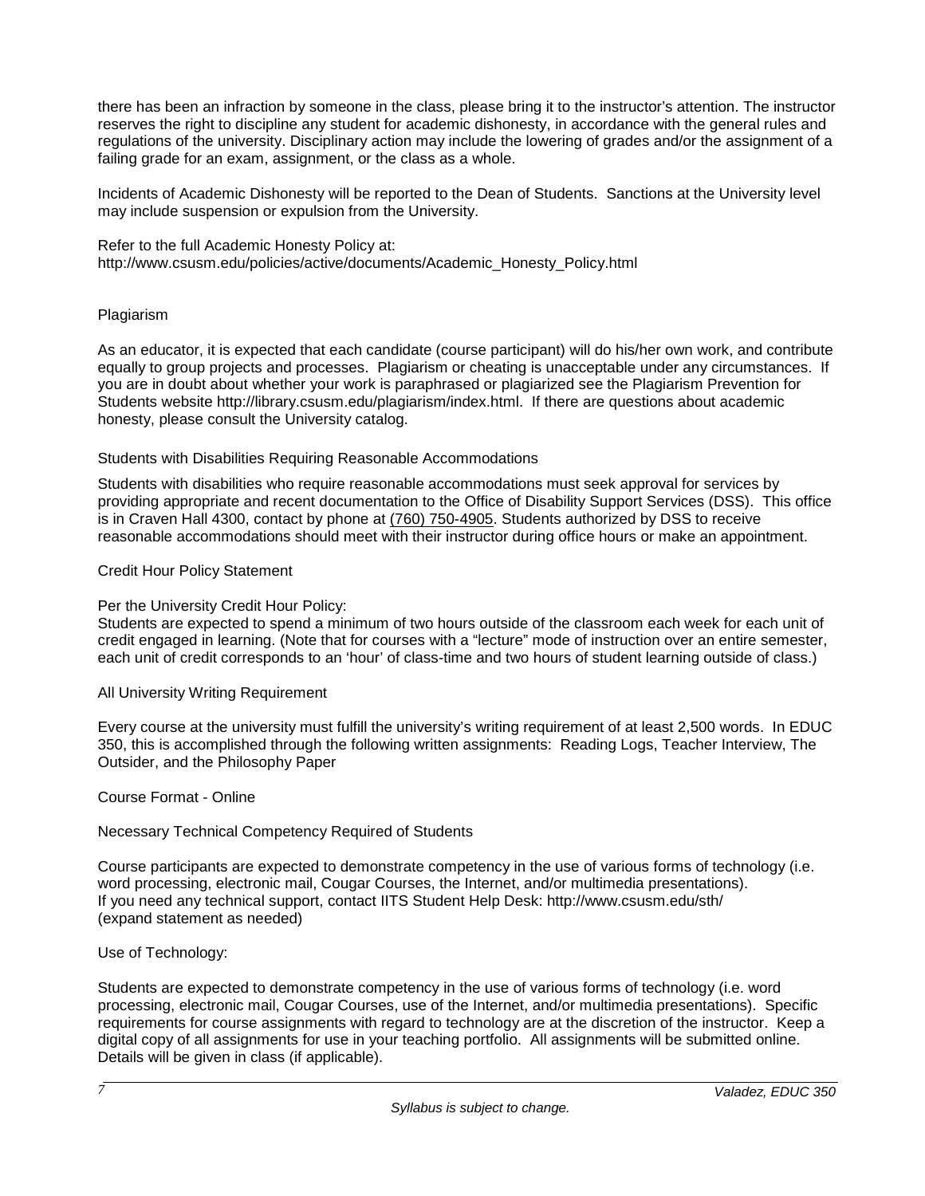there has been an infraction by someone in the class, please bring it to the instructor's attention. The instructor reserves the right to discipline any student for academic dishonesty, in accordance with the general rules and regulations of the university. Disciplinary action may include the lowering of grades and/or the assignment of a failing grade for an exam, assignment, or the class as a whole.

Incidents of Academic Dishonesty will be reported to the Dean of Students. Sanctions at the University level may include suspension or expulsion from the University.

Refer to the full Academic Honesty Policy at:
http://www.csusm.edu/policies/active/documents/Academic_Honesty_Policy.html

## Plagiarism

As an educator, it is expected that each candidate (course participant) will do his/her own work, and contribute equally to group projects and processes. Plagiarism or cheating is unacceptable under any circumstances. If you are in doubt about whether your work is paraphrased or plagiarized see the Plagiarism Prevention for Students website http://library.csusm.edu/plagiarism/index.html. If there are questions about academic honesty, please consult the University catalog.

## Students with Disabilities Requiring Reasonable Accommodations

Students with disabilities who require reasonable accommodations must seek approval for services by providing appropriate and recent documentation to the Office of Disability Support Services (DSS). This office is in Craven Hall 4300, contact by phone at (760) 750-4905. Students authorized by DSS to receive reasonable accommodations should meet with their instructor during office hours or make an appointment.

## Credit Hour Policy Statement

Per the University Credit Hour Policy:
Students are expected to spend a minimum of two hours outside of the classroom each week for each unit of credit engaged in learning. (Note that for courses with a "lecture" mode of instruction over an entire semester, each unit of credit corresponds to an 'hour' of class-time and two hours of student learning outside of class.)

## All University Writing Requirement

Every course at the university must fulfill the university's writing requirement of at least 2,500 words. In EDUC 350, this is accomplished through the following written assignments: Reading Logs, Teacher Interview, The Outsider, and the Philosophy Paper

## Course Format - Online

## Necessary Technical Competency Required of Students

Course participants are expected to demonstrate competency in the use of various forms of technology (i.e. word processing, electronic mail, Cougar Courses, the Internet, and/or multimedia presentations).
If you need any technical support, contact IITS Student Help Desk: http://www.csusm.edu/sth/
(expand statement as needed)

## Use of Technology:

Students are expected to demonstrate competency in the use of various forms of technology (i.e. word processing, electronic mail, Cougar Courses, use of the Internet, and/or multimedia presentations). Specific requirements for course assignments with regard to technology are at the discretion of the instructor. Keep a digital copy of all assignments for use in your teaching portfolio. All assignments will be submitted online. Details will be given in class (if applicable).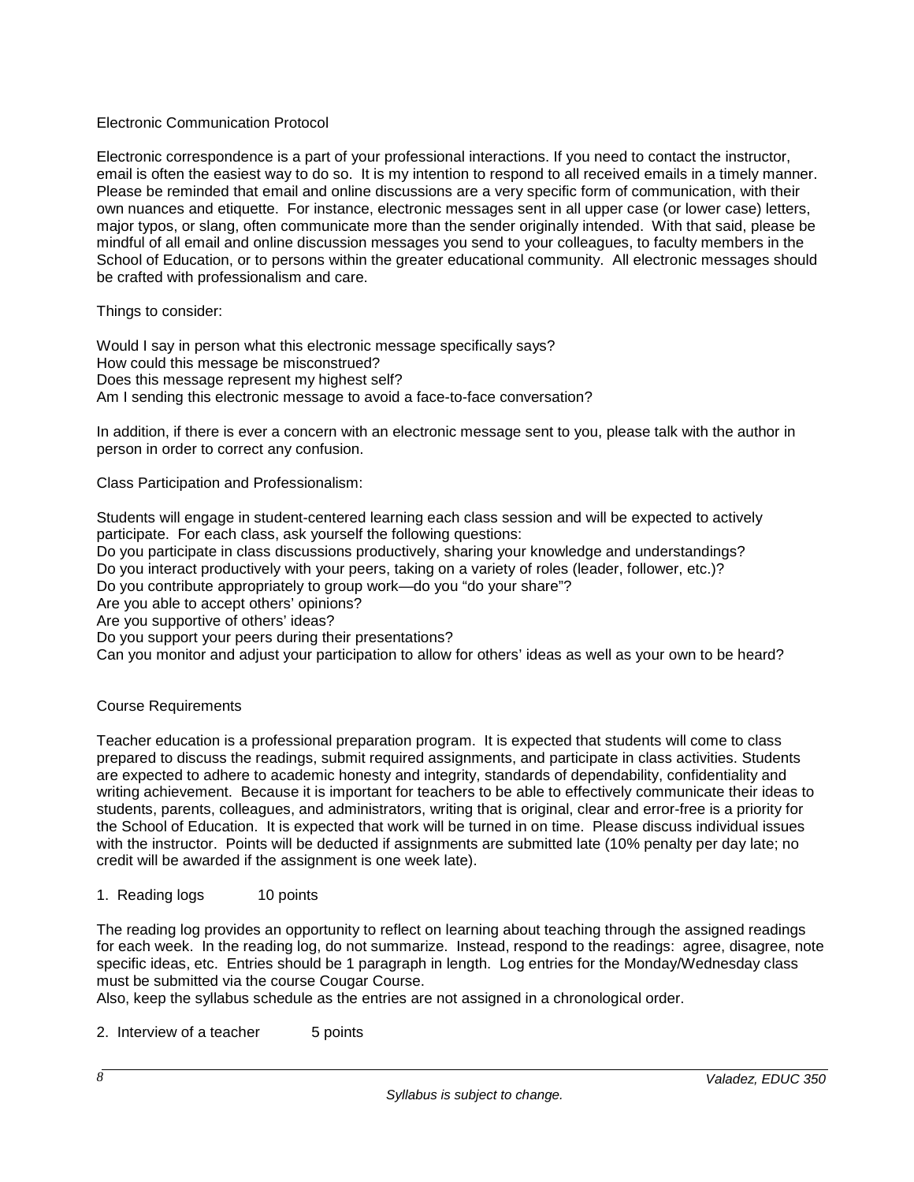## Electronic Communication Protocol

Electronic correspondence is a part of your professional interactions. If you need to contact the instructor, email is often the easiest way to do so. It is my intention to respond to all received emails in a timely manner. Please be reminded that email and online discussions are a very specific form of communication, with their own nuances and etiquette. For instance, electronic messages sent in all upper case (or lower case) letters, major typos, or slang, often communicate more than the sender originally intended. With that said, please be mindful of all email and online discussion messages you send to your colleagues, to faculty members in the School of Education, or to persons within the greater educational community. All electronic messages should be crafted with professionalism and care.

Things to consider:

Would I say in person what this electronic message specifically says?
How could this message be misconstrued?
Does this message represent my highest self?
Am I sending this electronic message to avoid a face-to-face conversation?

In addition, if there is ever a concern with an electronic message sent to you, please talk with the author in person in order to correct any confusion.

## Class Participation and Professionalism:

Students will engage in student-centered learning each class session and will be expected to actively participate. For each class, ask yourself the following questions:
Do you participate in class discussions productively, sharing your knowledge and understandings?
Do you interact productively with your peers, taking on a variety of roles (leader, follower, etc.)?
Do you contribute appropriately to group work—do you "do your share"?
Are you able to accept others' opinions?
Are you supportive of others' ideas?
Do you support your peers during their presentations?
Can you monitor and adjust your participation to allow for others' ideas as well as your own to be heard?

## Course Requirements

Teacher education is a professional preparation program. It is expected that students will come to class prepared to discuss the readings, submit required assignments, and participate in class activities. Students are expected to adhere to academic honesty and integrity, standards of dependability, confidentiality and writing achievement. Because it is important for teachers to be able to effectively communicate their ideas to students, parents, colleagues, and administrators, writing that is original, clear and error-free is a priority for the School of Education. It is expected that work will be turned in on time. Please discuss individual issues with the instructor. Points will be deducted if assignments are submitted late (10% penalty per day late; no credit will be awarded if the assignment is one week late).

1. Reading logs 10 points

The reading log provides an opportunity to reflect on learning about teaching through the assigned readings for each week. In the reading log, do not summarize. Instead, respond to the readings: agree, disagree, note specific ideas, etc. Entries should be 1 paragraph in length. Log entries for the Monday/Wednesday class must be submitted via the course Cougar Course.
Also, keep the syllabus schedule as the entries are not assigned in a chronological order.

2. Interview of a teacher 5 points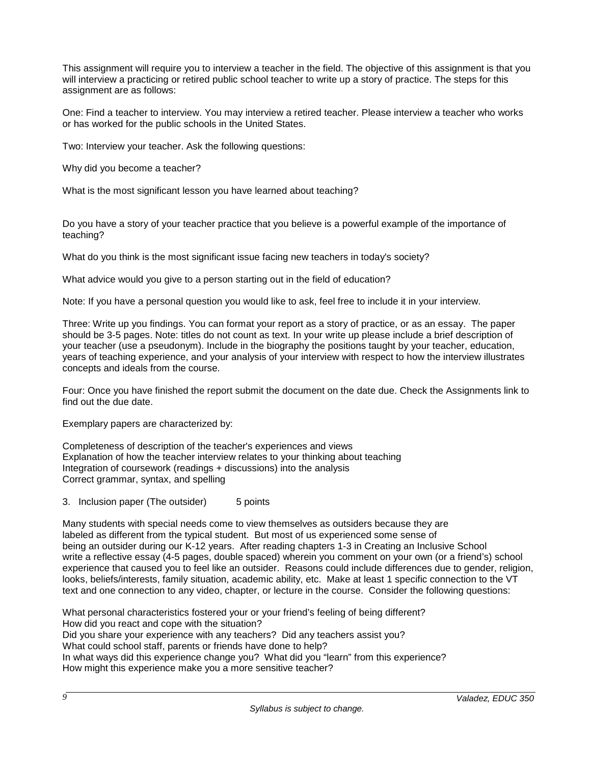This assignment will require you to interview a teacher in the field. The objective of this assignment is that you will interview a practicing or retired public school teacher to write up a story of practice. The steps for this assignment are as follows:

One: Find a teacher to interview. You may interview a retired teacher. Please interview a teacher who works or has worked for the public schools in the United States.

Two: Interview your teacher. Ask the following questions:

Why did you become a teacher?

What is the most significant lesson you have learned about teaching?

Do you have a story of your teacher practice that you believe is a powerful example of the importance of teaching?

What do you think is the most significant issue facing new teachers in today's society?

What advice would you give to a person starting out in the field of education?

Note: If you have a personal question you would like to ask, feel free to include it in your interview.

Three: Write up you findings. You can format your report as a story of practice, or as an essay. The paper should be 3-5 pages. Note: titles do not count as text. In your write up please include a brief description of your teacher (use a pseudonym). Include in the biography the positions taught by your teacher, education, years of teaching experience, and your analysis of your interview with respect to how the interview illustrates concepts and ideals from the course.

Four: Once you have finished the report submit the document on the date due. Check the Assignments link to find out the due date.

Exemplary papers are characterized by:

Completeness of description of the teacher's experiences and views
Explanation of how the teacher interview relates to your thinking about teaching
Integration of coursework (readings + discussions) into the analysis
Correct grammar, syntax, and spelling

3. Inclusion paper (The outsider) 5 points

Many students with special needs come to view themselves as outsiders because they are labeled as different from the typical student. But most of us experienced some sense of being an outsider during our K-12 years. After reading chapters 1-3 in Creating an Inclusive School write a reflective essay (4-5 pages, double spaced) wherein you comment on your own (or a friend's) school experience that caused you to feel like an outsider. Reasons could include differences due to gender, religion, looks, beliefs/interests, family situation, academic ability, etc. Make at least 1 specific connection to the VT text and one connection to any video, chapter, or lecture in the course. Consider the following questions:

What personal characteristics fostered your or your friend's feeling of being different?
How did you react and cope with the situation?
Did you share your experience with any teachers? Did any teachers assist you?
What could school staff, parents or friends have done to help?
In what ways did this experience change you? What did you "learn" from this experience?
How might this experience make you a more sensitive teacher?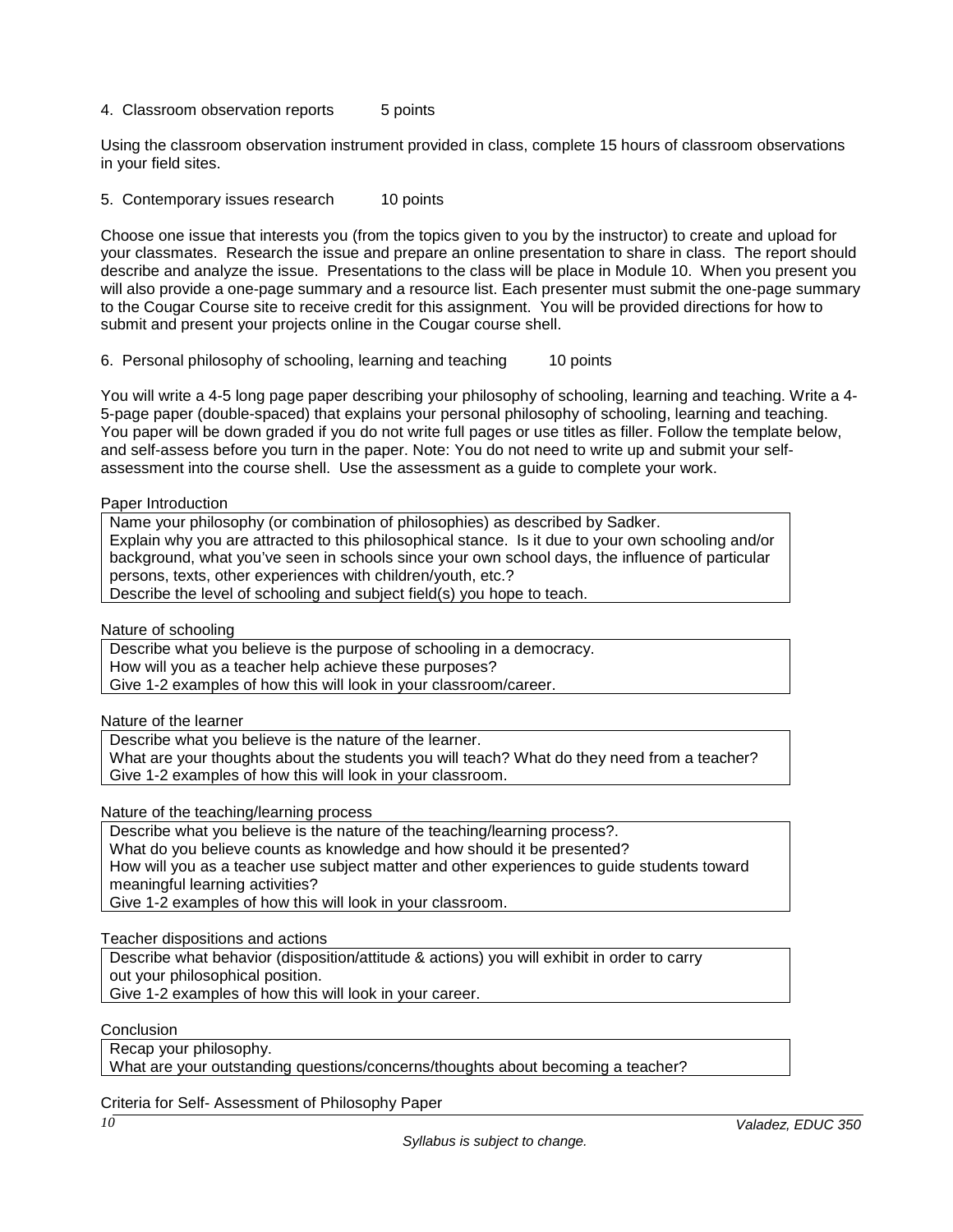4. Classroom observation reports 5 points

Using the classroom observation instrument provided in class, complete 15 hours of classroom observations in your field sites.

5. Contemporary issues research 10 points

Choose one issue that interests you (from the topics given to you by the instructor) to create and upload for your classmates. Research the issue and prepare an online presentation to share in class. The report should describe and analyze the issue. Presentations to the class will be place in Module 10. When you present you will also provide a one-page summary and a resource list. Each presenter must submit the one-page summary to the Cougar Course site to receive credit for this assignment. You will be provided directions for how to submit and present your projects online in the Cougar course shell.

6. Personal philosophy of schooling, learning and teaching 10 points

You will write a 4-5 long page paper describing your philosophy of schooling, learning and teaching. Write a 4-5-page paper (double-spaced) that explains your personal philosophy of schooling, learning and teaching. You paper will be down graded if you do not write full pages or use titles as filler. Follow the template below, and self-assess before you turn in the paper. Note: You do not need to write up and submit your self-assessment into the course shell. Use the assessment as a guide to complete your work.

Paper Introduction

| Name your philosophy (or combination of philosophies) as described by Sadker.<br>Explain why you are attracted to this philosophical stance. Is it due to your own schooling and/or background, what you've seen in schools since your own school days, the influence of particular persons, texts, other experiences with children/youth, etc.?<br>Describe the level of schooling and subject field(s) you hope to teach. |
|---|

Nature of schooling

| Describe what you believe is the purpose of schooling in a democracy.<br>How will you as a teacher help achieve these purposes?<br>Give 1-2 examples of how this will look in your classroom/career. |
|---|

Nature of the learner

| Describe what you believe is the nature of the learner.<br>What are your thoughts about the students you will teach? What do they need from a teacher?<br>Give 1-2 examples of how this will look in your classroom. |
|---|

Nature of the teaching/learning process

| Describe what you believe is the nature of the teaching/learning process?.<br>What do you believe counts as knowledge and how should it be presented?<br>How will you as a teacher use subject matter and other experiences to guide students toward meaningful learning activities?<br>Give 1-2 examples of how this will look in your classroom. |
|---|

Teacher dispositions and actions

| Describe what behavior (disposition/attitude & actions) you will exhibit in order to carry out your philosophical position.<br>Give 1-2 examples of how this will look in your career. |
|---|

Conclusion

| Recap your philosophy.<br>What are your outstanding questions/concerns/thoughts about becoming a teacher? |
|---|

Criteria for Self- Assessment of Philosophy Paper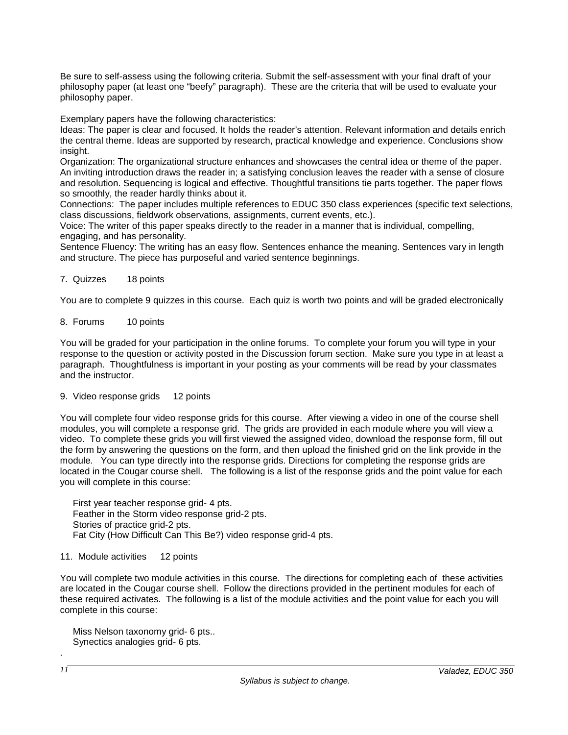Be sure to self-assess using the following criteria. Submit the self-assessment with your final draft of your philosophy paper (at least one "beefy" paragraph). These are the criteria that will be used to evaluate your philosophy paper.

Exemplary papers have the following characteristics:
Ideas: The paper is clear and focused. It holds the reader's attention. Relevant information and details enrich the central theme. Ideas are supported by research, practical knowledge and experience. Conclusions show insight.
Organization: The organizational structure enhances and showcases the central idea or theme of the paper. An inviting introduction draws the reader in; a satisfying conclusion leaves the reader with a sense of closure and resolution. Sequencing is logical and effective. Thoughtful transitions tie parts together. The paper flows so smoothly, the reader hardly thinks about it.
Connections: The paper includes multiple references to EDUC 350 class experiences (specific text selections, class discussions, fieldwork observations, assignments, current events, etc.).
Voice: The writer of this paper speaks directly to the reader in a manner that is individual, compelling, engaging, and has personality.
Sentence Fluency: The writing has an easy flow. Sentences enhance the meaning. Sentences vary in length and structure. The piece has purposeful and varied sentence beginnings.

7. Quizzes 18 points

You are to complete 9 quizzes in this course. Each quiz is worth two points and will be graded electronically

8. Forums 10 points

You will be graded for your participation in the online forums. To complete your forum you will type in your response to the question or activity posted in the Discussion forum section. Make sure you type in at least a paragraph. Thoughtfulness is important in your posting as your comments will be read by your classmates and the instructor.

9. Video response grids 12 points

You will complete four video response grids for this course. After viewing a video in one of the course shell modules, you will complete a response grid. The grids are provided in each module where you will view a video. To complete these grids you will first viewed the assigned video, download the response form, fill out the form by answering the questions on the form, and then upload the finished grid on the link provide in the module. You can type directly into the response grids. Directions for completing the response grids are located in the Cougar course shell. The following is a list of the response grids and the point value for each you will complete in this course:

First year teacher response grid- 4 pts.
Feather in the Storm video response grid-2 pts.
Stories of practice grid-2 pts.
Fat City (How Difficult Can This Be?) video response grid-4 pts.

11. Module activities 12 points

You will complete two module activities in this course. The directions for completing each of these activities are located in the Cougar course shell. Follow the directions provided in the pertinent modules for each of these required activates. The following is a list of the module activities and the point value for each you will complete in this course:

Miss Nelson taxonomy grid- 6 pts..
Synectics analogies grid- 6 pts.

.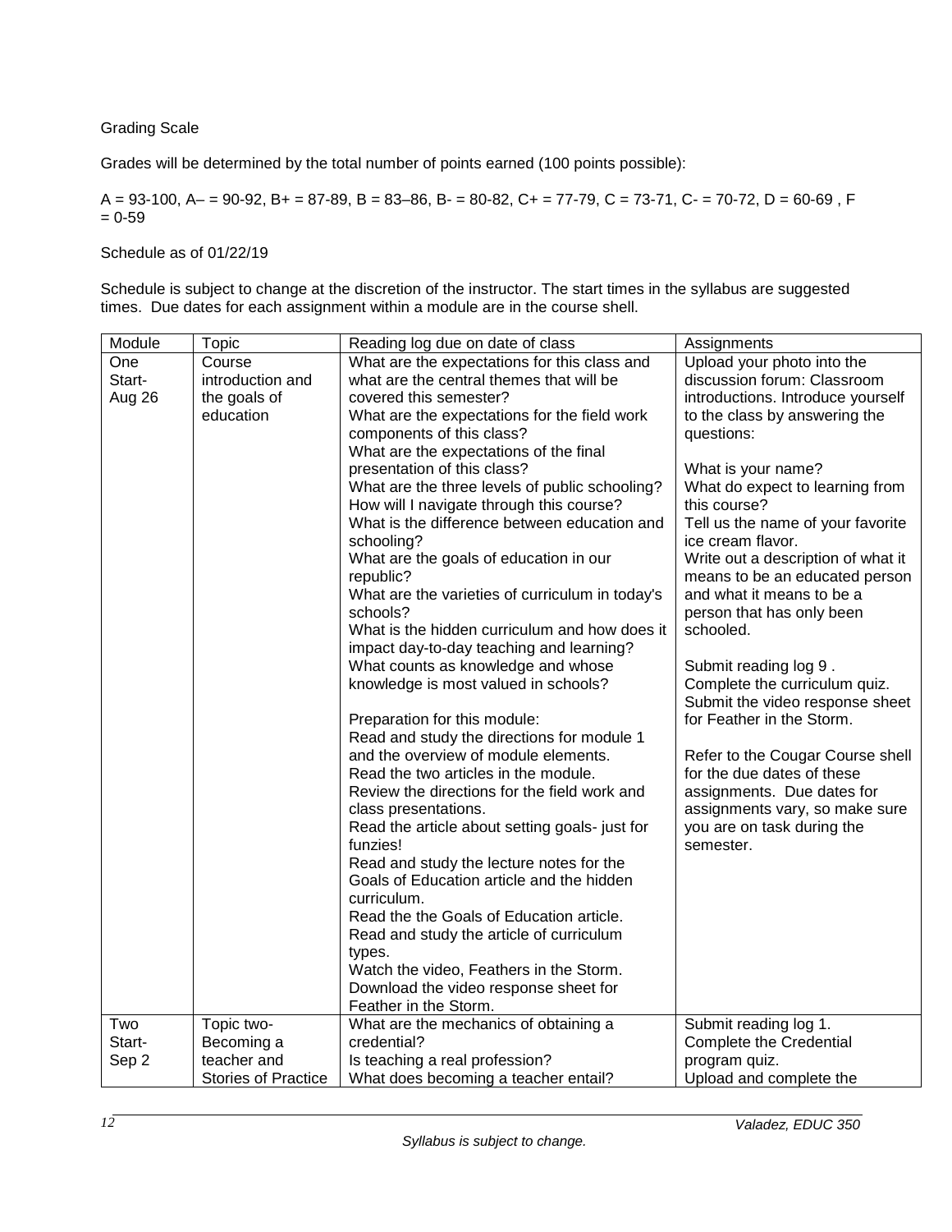Grading Scale

Grades will be determined by the total number of points earned (100 points possible):

A = 93-100, A– = 90-92, B+ = 87-89, B = 83–86, B- = 80-82, C+ = 77-79, C = 73-71, C- = 70-72, D = 60-69 , F = 0-59

Schedule as of 01/22/19

Schedule is subject to change at the discretion of the instructor. The start times in the syllabus are suggested times. Due dates for each assignment within a module are in the course shell.

| Module | Topic | Reading log due on date of class | Assignments |
|---|---|---|---|
| One Start- Aug 26 | Course introduction and the goals of education | What are the expectations for this class and what are the central themes that will be covered this semester?<br>What are the expectations for the field work components of this class?<br>What are the expectations of the final presentation of this class?<br>What are the three levels of public schooling?<br>How will I navigate through this course?<br>What is the difference between education and schooling?<br>What are the goals of education in our republic?<br>What are the varieties of curriculum in today's schools?<br>What is the hidden curriculum and how does it impact day-to-day teaching and learning?<br>What counts as knowledge and whose knowledge is most valued in schools?<br><br>Preparation for this module:<br>Read and study the directions for module 1 and the overview of module elements.<br>Read the two articles in the module.<br>Review the directions for the field work and class presentations.<br>Read the article about setting goals- just for funzies!<br>Read and study the lecture notes for the Goals of Education article and the hidden curriculum.<br>Read the the Goals of Education article.<br>Read and study the article of curriculum types.<br>Watch the video, Feathers in the Storm.<br>Download the video response sheet for Feather in the Storm. | Upload your photo into the discussion forum: Classroom introductions. Introduce yourself to the class by answering the questions:<br><br>What is your name?<br>What do expect to learning from this course?<br>Tell us the name of your favorite ice cream flavor.<br>Write out a description of what it means to be an educated person and what it means to be a person that has only been schooled.<br><br>Submit reading log 9 .<br>Complete the curriculum quiz.<br>Submit the video response sheet for Feather in the Storm.<br><br>Refer to the Cougar Course shell for the due dates of these assignments. Due dates for assignments vary, so make sure you are on task during the semester. |
| Two Start- Sep 2 | Topic two- Becoming a teacher and Stories of Practice | What are the mechanics of obtaining a credential?<br>Is teaching a real profession?<br>What does becoming a teacher entail? | Submit reading log 1.<br>Complete the Credential program quiz.<br>Upload and complete the |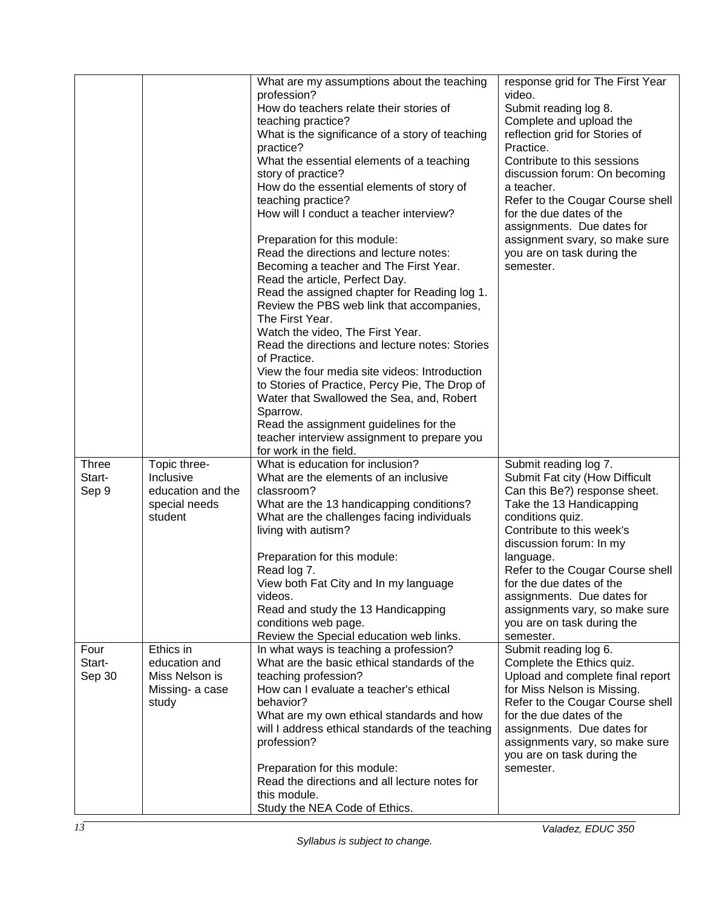| | | | |
|---|---|---|---|
| | | What are my assumptions about the teaching profession?<br>How do teachers relate their stories of teaching practice?<br>What is the significance of a story of teaching practice?<br>What the essential elements of a teaching story of practice?<br>How do the essential elements of story of teaching practice?<br>How will I conduct a teacher interview?<br><br>Preparation for this module:<br>Read the directions and lecture notes: Becoming a teacher and The First Year.<br>Read the article, Perfect Day.<br>Read the assigned chapter for Reading log 1.<br>Review the PBS web link that accompanies, The First Year.<br>Watch the video, The First Year.<br>Read the directions and lecture notes: Stories of Practice.<br>View the four media site videos: Introduction to Stories of Practice, Percy Pie, The Drop of Water that Swallowed the Sea, and, Robert Sparrow.<br>Read the assignment guidelines for the teacher interview assignment to prepare you for work in the field. | response grid for The First Year video.<br>Submit reading log 8.<br>Complete and upload the reflection grid for Stories of Practice.<br>Contribute to this sessions discussion forum: On becoming a teacher.<br>Refer to the Cougar Course shell for the due dates of the assignments. Due dates for assignment svary, so make sure you are on task during the semester. |
| Three<br>Start-<br>Sep 9 | Topic three-<br>Inclusive education and the special needs student | What is education for inclusion?<br>What are the elements of an inclusive classroom?<br>What are the 13 handicapping conditions?<br>What are the challenges facing individuals living with autism?<br><br>Preparation for this module:<br>Read log 7.<br>View both Fat City and In my language videos.<br>Read and study the 13 Handicapping conditions web page.<br>Review the Special education web links. | Submit reading log 7.<br>Submit Fat city (How Difficult Can this Be?) response sheet.<br>Take the 13 Handicapping conditions quiz.<br>Contribute to this week's discussion forum: In my language.<br>Refer to the Cougar Course shell for the due dates of the assignments. Due dates for assignments vary, so make sure you are on task during the semester. |
| Four<br>Start-<br>Sep 30 | Ethics in education and Miss Nelson is Missing- a case study | In what ways is teaching a profession?<br>What are the basic ethical standards of the teaching profession?<br>How can I evaluate a teacher's ethical behavior?<br>What are my own ethical standards and how will I address ethical standards of the teaching profession?<br><br>Preparation for this module:<br>Read the directions and all lecture notes for this module.<br>Study the NEA Code of Ethics. | Submit reading log 6.<br>Complete the Ethics quiz.<br>Upload and complete final report for Miss Nelson is Missing.<br>Refer to the Cougar Course shell for the due dates of the assignments. Due dates for assignments vary, so make sure you are on task during the semester. |

*Syllabus is subject to change.*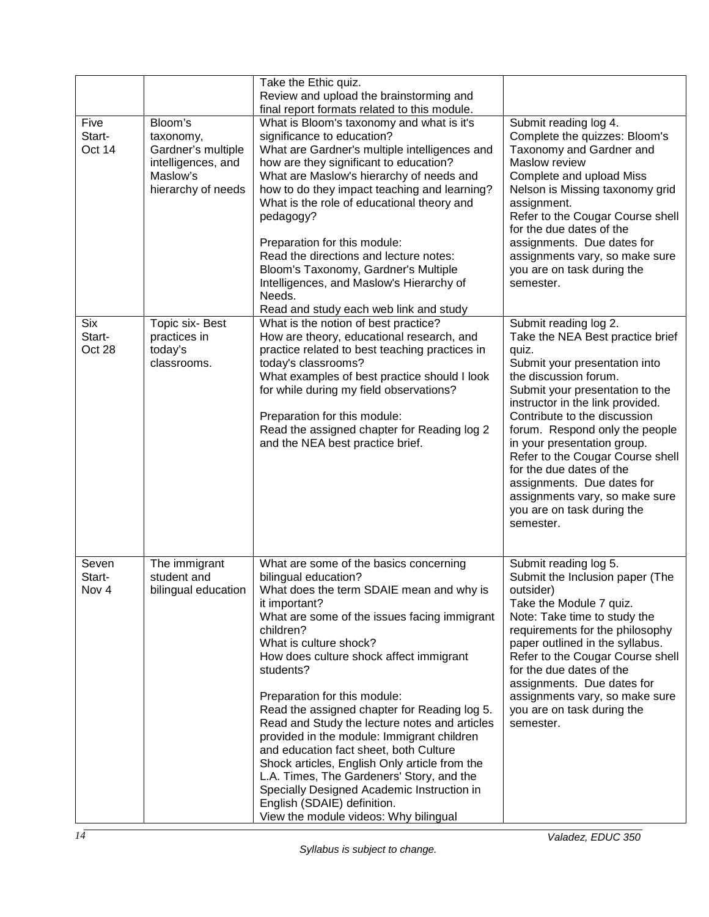| | | | |
|---|---|---|---|
| | | Take the Ethic quiz.<br>Review and upload the brainstorming and final report formats related to this module. | |
| Five<br>Start-<br>Oct 14 | Bloom's taxonomy, Gardner's multiple intelligences, and Maslow's hierarchy of needs | What is Bloom's taxonomy and what is it's significance to education?<br>What are Gardner's multiple intelligences and how are they significant to education?<br>What are Maslow's hierarchy of needs and how to do they impact teaching and learning?<br>What is the role of educational theory and pedagogy?<br><br>Preparation for this module:<br>Read the directions and lecture notes: Bloom's Taxonomy, Gardner's Multiple Intelligences, and Maslow's Hierarchy of Needs.<br>Read and study each web link and study | Submit reading log 4.<br>Complete the quizzes: Bloom's Taxonomy and Gardner and Maslow review<br>Complete and upload Miss Nelson is Missing taxonomy grid assignment.<br>Refer to the Cougar Course shell for the due dates of the assignments. Due dates for assignments vary, so make sure you are on task during the semester. |
| Six<br>Start-<br>Oct 28 | Topic six- Best practices in today's classrooms. | What is the notion of best practice?<br>How are theory, educational research, and practice related to best teaching practices in today's classrooms?<br>What examples of best practice should I look for while during my field observations?<br><br>Preparation for this module:<br>Read the assigned chapter for Reading log 2 and the NEA best practice brief. | Submit reading log 2.<br>Take the NEA Best practice brief quiz.<br>Submit your presentation into the discussion forum.<br>Submit your presentation to the instructor in the link provided.<br>Contribute to the discussion forum. Respond only the people in your presentation group.<br>Refer to the Cougar Course shell for the due dates of the assignments. Due dates for assignments vary, so make sure you are on task during the semester. |
| Seven<br>Start-<br>Nov 4 | The immigrant student and bilingual education | What are some of the basics concerning bilingual education?<br>What does the term SDAIE mean and why is it important?<br>What are some of the issues facing immigrant children?<br>What is culture shock?<br>How does culture shock affect immigrant students?<br><br>Preparation for this module:<br>Read the assigned chapter for Reading log 5.<br>Read and Study the lecture notes and articles provided in the module: Immigrant children and education fact sheet, both Culture Shock articles, English Only article from the L.A. Times, The Gardeners' Story, and the Specially Designed Academic Instruction in English (SDAIE) definition.<br>View the module videos: Why bilingual | Submit reading log 5.<br>Submit the Inclusion paper (The outsider)<br>Take the Module 7 quiz.<br>Note: Take time to study the requirements for the philosophy paper outlined in the syllabus.<br>Refer to the Cougar Course shell for the due dates of the assignments. Due dates for assignments vary, so make sure you are on task during the semester. |

*Syllabus is subject to change.*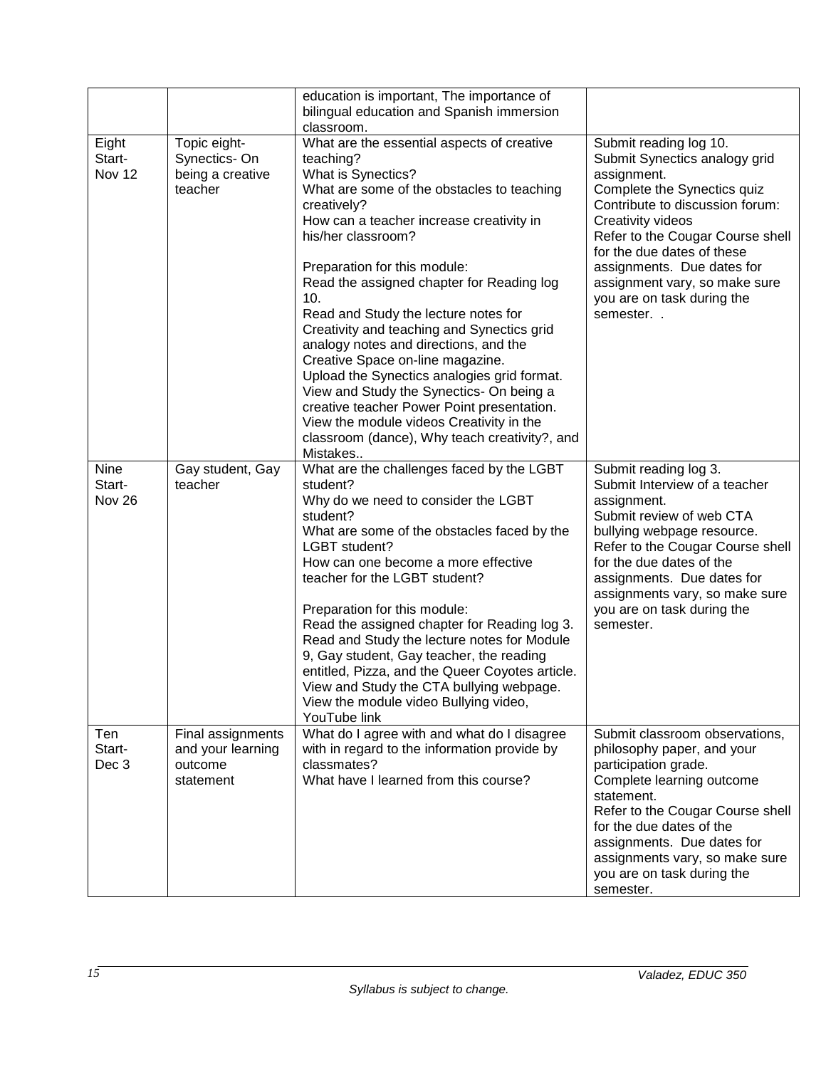| | | | |
|---|---|---|---|
| | | education is important, The importance of bilingual education and Spanish immersion classroom. | |
| Eight Start- Nov 12 | Topic eight- Synectics- On being a creative teacher | What are the essential aspects of creative teaching?<br>What is Synectics?<br>What are some of the obstacles to teaching creatively?<br>How can a teacher increase creativity in his/her classroom?<br><br>Preparation for this module:<br>Read the assigned chapter for Reading log 10.<br>Read and Study the lecture notes for Creativity and teaching and Synectics grid analogy notes and directions, and the Creative Space on-line magazine.<br>Upload the Synectics analogies grid format.<br>View and Study the Synectics- On being a creative teacher Power Point presentation.<br>View the module videos Creativity in the classroom (dance), Why teach creativity?, and Mistakes.. | Submit reading log 10.<br>Submit Synectics analogy grid assignment.<br>Complete the Synectics quiz<br>Contribute to discussion forum: Creativity videos<br>Refer to the Cougar Course shell for the due dates of these assignments. Due dates for assignment vary, so make sure you are on task during the semester. . |
| Nine Start- Nov 26 | Gay student, Gay teacher | What are the challenges faced by the LGBT student?<br>Why do we need to consider the LGBT student?<br>What are some of the obstacles faced by the LGBT student?<br>How can one become a more effective teacher for the LGBT student?<br><br>Preparation for this module:<br>Read the assigned chapter for Reading log 3.<br>Read and Study the lecture notes for Module 9, Gay student, Gay teacher, the reading entitled, Pizza, and the Queer Coyotes article.<br>View and Study the CTA bullying webpage.<br>View the module video Bullying video, YouTube link | Submit reading log 3.<br>Submit Interview of a teacher assignment.<br>Submit review of web CTA bullying webpage resource.<br>Refer to the Cougar Course shell for the due dates of the assignments. Due dates for assignments vary, so make sure you are on task during the semester. |
| Ten Start- Dec 3 | Final assignments and your learning outcome statement | What do I agree with and what do I disagree with in regard to the information provide by classmates?<br>What have I learned from this course? | Submit classroom observations, philosophy paper, and your participation grade.<br>Complete learning outcome statement.<br>Refer to the Cougar Course shell for the due dates of the assignments. Due dates for assignments vary, so make sure you are on task during the semester. |

*Syllabus is subject to change.*